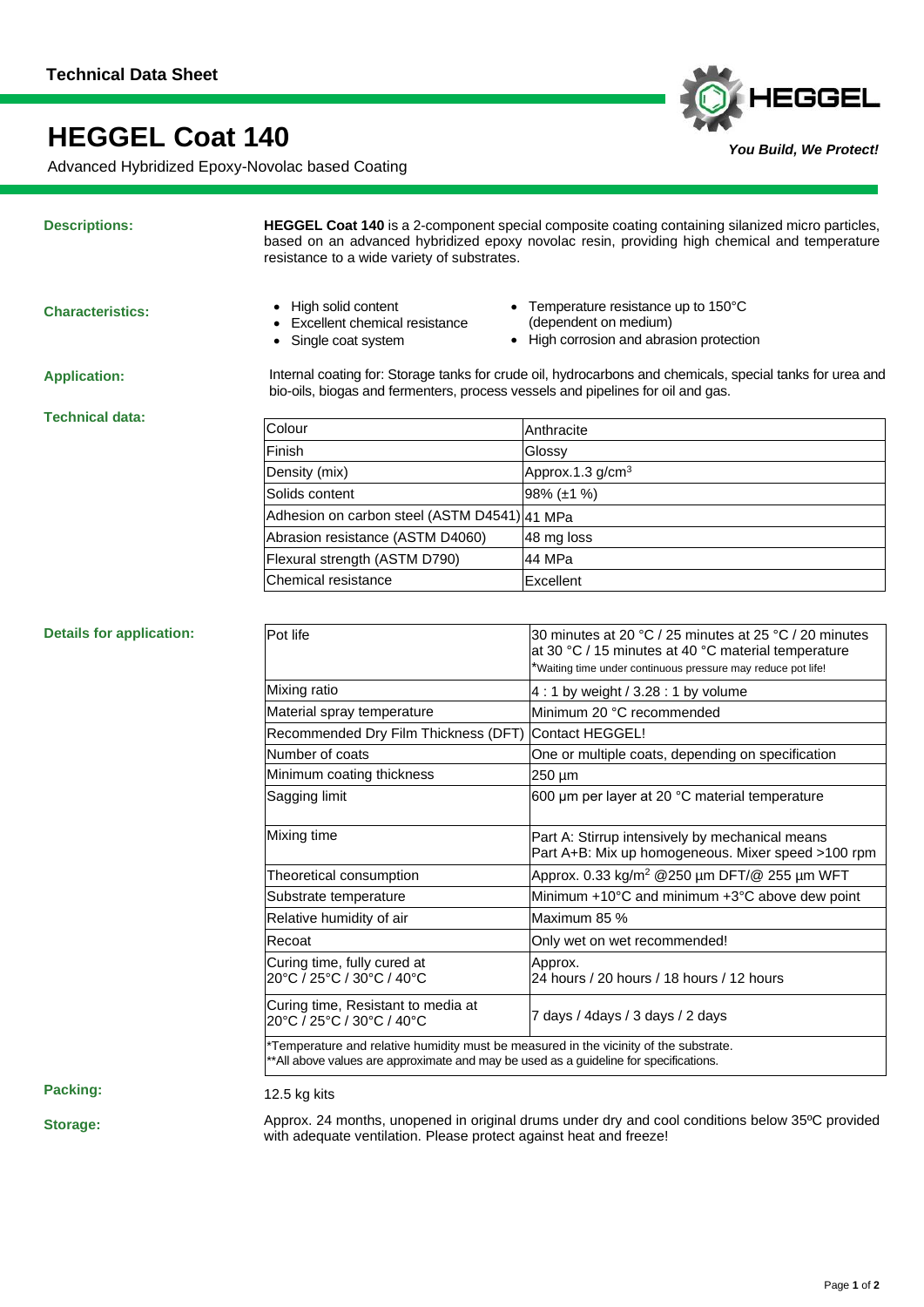Technical Data Sheet

# HEGGEL Coat 140

Advanced Hybridized Epoxy-Novolac based Coating

HEGGEL

***You Build, We Protect!***

**Descriptions:**

**HEGGEL Coat 140** is a 2-component special composite coating containing silanized micro particles, based on an advanced hybridized epoxy novolac resin, providing high chemical and temperature resistance to a wide variety of substrates.

**Characteristics:**

- High solid content
- Excellent chemical resistance
- Single coat system
- Temperature resistance up to 150°C (dependent on medium)
- High corrosion and abrasion protection

**Application:**

Internal coating for: Storage tanks for crude oil, hydrocarbons and chemicals, special tanks for urea and bio-oils, biogas and fermenters, process vessels and pipelines for oil and gas.

**Technical data:**

| | |
|---|---|
| Colour | Anthracite |
| Finish | Glossy |
| Density (mix) | Approx.1.3 g/cm$^3$ |
| Solids content | 98% (±1 %) |
| Adhesion on carbon steel (ASTM D4541) | 41 MPa |
| Abrasion resistance (ASTM D4060) | 48 mg loss |
| Flexural strength (ASTM D790) | 44 MPa |
| Chemical resistance | Excellent |

**Details for application:**

| | |
|---|---|
| Pot life | 30 minutes at 20 °C / 25 minutes at 25 °C / 20 minutes at 30 °C / 15 minutes at 40 °C material temperature<br>*Waiting time under continuous pressure may reduce pot life! |
| Mixing ratio | 4 : 1 by weight / 3.28 : 1 by volume |
| Material spray temperature | Minimum 20 °C recommended |
| Recommended Dry Film Thickness (DFT) | Contact HEGGEL! |
| Number of coats | One or multiple coats, depending on specification |
| Minimum coating thickness | 250 µm |
| Sagging limit | 600 µm per layer at 20 °C material temperature |
| Mixing time | Part A: Stirrup intensively by mechanical means<br>Part A+B: Mix up homogeneous. Mixer speed >100 rpm |
| Theoretical consumption | Approx. 0.33 kg/m$^2$ @250 µm DFT/@ 255 µm WFT |
| Substrate temperature | Minimum +10°C and minimum +3°C above dew point |
| Relative humidity of air | Maximum 85 % |
| Recoat | Only wet on wet recommended! |
| Curing time, fully cured at 20°C / 25°C / 30°C / 40°C | Approx.<br>24 hours / 20 hours / 18 hours / 12 hours |
| Curing time, Resistant to media at 20°C / 25°C / 30°C / 40°C | 7 days / 4days / 3 days / 2 days |
| *Temperature and relative humidity must be measured in the vicinity of the substrate.<br>**All above values are approximate and may be used as a guideline for specifications. | |

**Packing:**

12.5 kg kits

**Storage:**

Approx. 24 months, unopened in original drums under dry and cool conditions below 35ºC provided with adequate ventilation. Please protect against heat and freeze!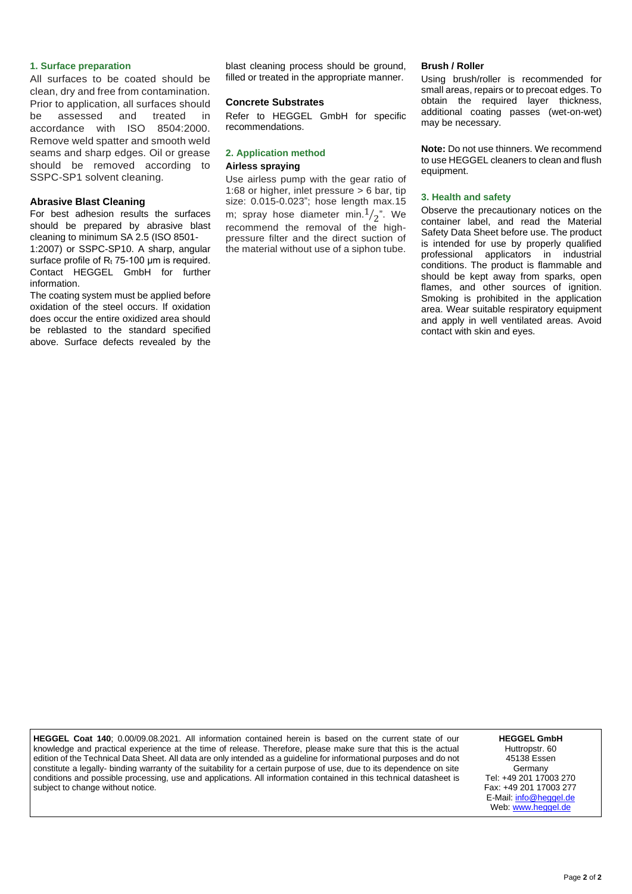## 1. Surface preparation

All surfaces to be coated should be clean, dry and free from contamination. Prior to application, all surfaces should be assessed and treated in accordance with ISO 8504:2000. Remove weld spatter and smooth weld seams and sharp edges. Oil or grease should be removed according to SSPC-SP1 solvent cleaning.

### Abrasive Blast Cleaning

For best adhesion results the surfaces should be prepared by abrasive blast cleaning to minimum SA 2.5 (ISO 8501-1:2007) or SSPC-SP10. A sharp, angular surface profile of $R_t$ 75-100 µm is required. Contact HEGGEL GmbH for further information.

The coating system must be applied before oxidation of the steel occurs. If oxidation does occur the entire oxidized area should be reblasted to the standard specified above. Surface defects revealed by the blast cleaning process should be ground, filled or treated in the appropriate manner.

### Concrete Substrates

Refer to HEGGEL GmbH for specific recommendations.

## 2. Application method

### Airless spraying

Use airless pump with the gear ratio of 1:68 or higher, inlet pressure > 6 bar, tip size: 0.015-0.023"; hose length max.15 m; spray hose diameter min.$^1/_2$". We recommend the removal of the high-pressure filter and the direct suction of the material without use of a siphon tube.

### Brush / Roller

Using brush/roller is recommended for small areas, repairs or to precoat edges. To obtain the required layer thickness, additional coating passes (wet-on-wet) may be necessary.

**Note:** Do not use thinners. We recommend to use HEGGEL cleaners to clean and flush equipment.

## 3. Health and safety

Observe the precautionary notices on the container label, and read the Material Safety Data Sheet before use. The product is intended for use by properly qualified professional applicators in industrial conditions. The product is flammable and should be kept away from sparks, open flames, and other sources of ignition. Smoking is prohibited in the application area. Wear suitable respiratory equipment and apply in well ventilated areas. Avoid contact with skin and eyes.

---

**HEGGEL Coat 140**; 0.00/09.08.2021. All information contained herein is based on the current state of our knowledge and practical experience at the time of release. Therefore, please make sure that this is the actual edition of the Technical Data Sheet. All data are only intended as a guideline for informational purposes and do not constitute a legally- binding warranty of the suitability for a certain purpose of use, due to its dependence on site conditions and possible processing, use and applications. All information contained in this technical datasheet is subject to change without notice.

**HEGGEL GmbH**
Huttropstr. 60
45138 Essen
Germany
Tel: +49 201 17003 270
Fax: +49 201 17003 277
E-Mail: info@heggel.de
Web: www.heggel.de